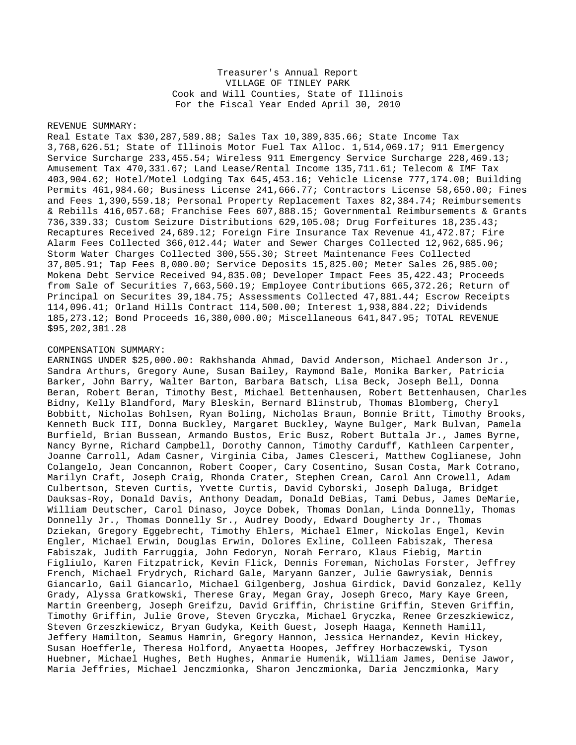Treasurer's Annual Report
VILLAGE OF TINLEY PARK
Cook and Will Counties, State of Illinois
For the Fiscal Year Ended April 30, 2010

REVENUE SUMMARY:
Real Estate Tax $30,287,589.88; Sales Tax 10,389,835.66; State Income Tax 3,768,626.51; State of Illinois Motor Fuel Tax Alloc. 1,514,069.17; 911 Emergency Service Surcharge 233,455.54; Wireless 911 Emergency Service Surcharge 228,469.13; Amusement Tax 470,331.67; Land Lease/Rental Income 135,711.61; Telecom & IMF Tax 403,904.62; Hotel/Motel Lodging Tax 645,453.16; Vehicle License 777,174.00; Building Permits 461,984.60; Business License 241,666.77; Contractors License 58,650.00; Fines and Fees 1,390,559.18; Personal Property Replacement Taxes 82,384.74; Reimbursements & Rebills 416,057.68; Franchise Fees 607,888.15; Governmental Reimbursements & Grants 736,339.33; Custom Seizure Distributions 629,105.08; Drug Forfeitures 18,235.43; Recaptures Received 24,689.12; Foreign Fire Insurance Tax Revenue 41,472.87; Fire Alarm Fees Collected 366,012.44; Water and Sewer Charges Collected 12,962,685.96; Storm Water Charges Collected 300,555.30; Street Maintenance Fees Collected 37,805.91; Tap Fees 8,000.00; Service Deposits 15,825.00; Meter Sales 26,985.00; Mokena Debt Service Received 94,835.00; Developer Impact Fees 35,422.43; Proceeds from Sale of Securities 7,663,560.19; Employee Contributions 665,372.26; Return of Principal on Securites 39,184.75; Assessments Collected 47,881.44; Escrow Receipts 114,096.41; Orland Hills Contract 114,500.00; Interest 1,938,884.22; Dividends 185,273.12; Bond Proceeds 16,380,000.00; Miscellaneous 641,847.95; TOTAL REVENUE $95,202,381.28

COMPENSATION SUMMARY:
EARNINGS UNDER $25,000.00: Rakhshanda Ahmad, David Anderson, Michael Anderson Jr., Sandra Arthurs, Gregory Aune, Susan Bailey, Raymond Bale, Monika Barker, Patricia Barker, John Barry, Walter Barton, Barbara Batsch, Lisa Beck, Joseph Bell, Donna Beran, Robert Beran, Timothy Best, Michael Bettenhausen, Robert Bettenhausen, Charles Bidny, Kelly Blandford, Mary Bleskin, Bernard Blinstrub, Thomas Blomberg, Cheryl Bobbitt, Nicholas Bohlsen, Ryan Boling, Nicholas Braun, Bonnie Britt, Timothy Brooks, Kenneth Buck III, Donna Buckley, Margaret Buckley, Wayne Bulger, Mark Bulvan, Pamela Burfield, Brian Bussean, Armando Bustos, Eric Busz, Robert Buttala Jr., James Byrne, Nancy Byrne, Richard Campbell, Dorothy Cannon, Timothy Carduff, Kathleen Carpenter, Joanne Carroll, Adam Casner, Virginia Ciba, James Clesceri, Matthew Coglianese, John Colangelo, Jean Concannon, Robert Cooper, Cary Cosentino, Susan Costa, Mark Cotrano, Marilyn Craft, Joseph Craig, Rhonda Crater, Stephen Crean, Carol Ann Crowell, Adam Culbertson, Steven Curtis, Yvette Curtis, David Cyborski, Joseph Daluga, Bridget Dauksas-Roy, Donald Davis, Anthony Deadam, Donald DeBias, Tami Debus, James DeMarie, William Deutscher, Carol Dinaso, Joyce Dobek, Thomas Donlan, Linda Donnelly, Thomas Donnelly Jr., Thomas Donnelly Sr., Audrey Doody, Edward Dougherty Jr., Thomas Dziekan, Gregory Eggebrecht, Timothy Ehlers, Michael Elmer, Nickolas Engel, Kevin Engler, Michael Erwin, Douglas Erwin, Dolores Exline, Colleen Fabiszak, Theresa Fabiszak, Judith Farruggia, John Fedoryn, Norah Ferraro, Klaus Fiebig, Martin Figliulo, Karen Fitzpatrick, Kevin Flick, Dennis Foreman, Nicholas Forster, Jeffrey French, Michael Frydrych, Richard Gale, Maryann Ganzer, Julie Gawrysiak, Dennis Giancarlo, Gail Giancarlo, Michael Gilgenberg, Joshua Girdick, David Gonzalez, Kelly Grady, Alyssa Gratkowski, Therese Gray, Megan Gray, Joseph Greco, Mary Kaye Green, Martin Greenberg, Joseph Greifzu, David Griffin, Christine Griffin, Steven Griffin, Timothy Griffin, Julie Grove, Steven Gryczka, Michael Gryczka, Renee Grzeszkiewicz, Steven Grzeszkiewicz, Bryan Gudyka, Keith Guest, Joseph Haaga, Kenneth Hamill, Jeffery Hamilton, Seamus Hamrin, Gregory Hannon, Jessica Hernandez, Kevin Hickey, Susan Hoefferle, Theresa Holford, Anyaetta Hoopes, Jeffrey Horbaczewski, Tyson Huebner, Michael Hughes, Beth Hughes, Anmarie Humenik, William James, Denise Jawor, Maria Jeffries, Michael Jenczmionka, Sharon Jenczmionka, Daria Jenczmionka, Mary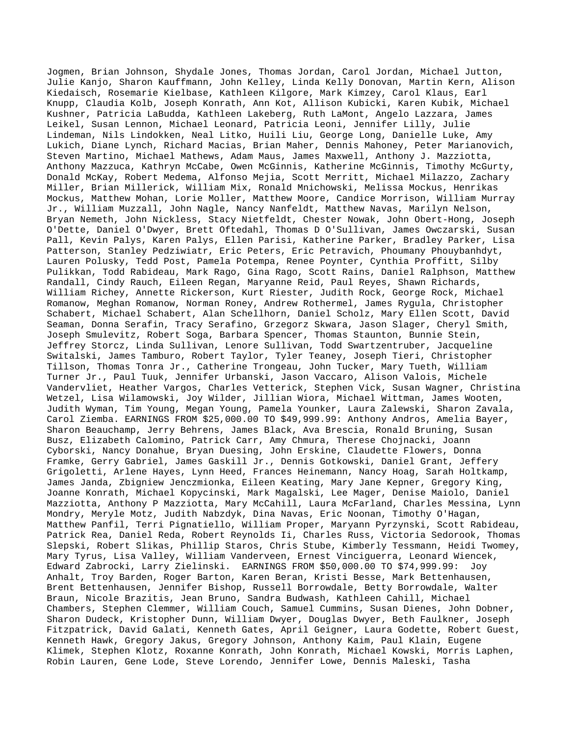Jogmen, Brian Johnson, Shydale Jones, Thomas Jordan, Carol Jordan, Michael Jutton, Julie Kanjo, Sharon Kauffmann, John Kelley, Linda Kelly Donovan, Martin Kern, Alison Kiedaisch, Rosemarie Kielbase, Kathleen Kilgore, Mark Kimzey, Carol Klaus, Earl Knupp, Claudia Kolb, Joseph Konrath, Ann Kot, Allison Kubicki, Karen Kubik, Michael Kushner, Patricia LaBudda, Kathleen Lakeberg, Ruth LaMont, Angelo Lazzara, James Leikel, Susan Lennon, Michael Leonard, Patricia Leoni, Jennifer Lilly, Julie Lindeman, Nils Lindokken, Neal Litko, Huili Liu, George Long, Danielle Luke, Amy Lukich, Diane Lynch, Richard Macias, Brian Maher, Dennis Mahoney, Peter Marianovich, Steven Martino, Michael Mathews, Adam Maus, James Maxwell, Anthony J. Mazziotta, Anthony Mazzuca, Kathryn McCabe, Owen McGinnis, Katherine McGinnis, Timothy McGurty, Donald McKay, Robert Medema, Alfonso Mejia, Scott Merritt, Michael Milazzo, Zachary Miller, Brian Millerick, William Mix, Ronald Mnichowski, Melissa Mockus, Henrikas Mockus, Matthew Mohan, Lorie Moller, Matthew Moore, Candice Morrison, William Murray Jr., William Muzzall, John Nagle, Nancy Nanfeldt, Matthew Navas, Marilyn Nelson, Bryan Nemeth, John Nickless, Stacy Nietfeldt, Chester Nowak, John Obert-Hong, Joseph O'Dette, Daniel O'Dwyer, Brett Oftedahl, Thomas D O'Sullivan, James Owczarski, Susan Pall, Kevin Palys, Karen Palys, Ellen Parisi, Katherine Parker, Bradley Parker, Lisa Patterson, Stanley Pedziwiatr, Eric Peters, Eric Petravich, Phoumany Phouybanhdyt, Lauren Polusky, Tedd Post, Pamela Potempa, Renee Poynter, Cynthia Proffitt, Silby Pulikkan, Todd Rabideau, Mark Rago, Gina Rago, Scott Rains, Daniel Ralphson, Matthew Randall, Cindy Rauch, Eileen Regan, Maryanne Reid, Paul Reyes, Shawn Richards, William Richey, Annette Rickerson, Kurt Riester, Judith Rock, George Rock, Michael Romanow, Meghan Romanow, Norman Roney, Andrew Rothermel, James Rygula, Christopher Schabert, Michael Schabert, Alan Schellhorn, Daniel Scholz, Mary Ellen Scott, David Seaman, Donna Serafin, Tracy Serafino, Grzegorz Skwara, Jason Slager, Cheryl Smith, Joseph Smulevitz, Robert Soga, Barbara Spencer, Thomas Staunton, Bunnie Stein, Jeffrey Storcz, Linda Sullivan, Lenore Sullivan, Todd Swartzentruber, Jacqueline Switalski, James Tamburo, Robert Taylor, Tyler Teaney, Joseph Tieri, Christopher Tillson, Thomas Tonra Jr., Catherine Trongeau, John Tucker, Mary Tueth, William Turner Jr., Paul Tuuk, Jennifer Urbanski, Jason Vaccaro, Alison Valois, Michele Vandervliet, Heather Vargos, Charles Vetterick, Stephen Vick, Susan Wagner, Christina Wetzel, Lisa Wilamowski, Joy Wilder, Jillian Wiora, Michael Wittman, James Wooten, Judith Wyman, Tim Young, Megan Young, Pamela Younker, Laura Zalewski, Sharon Zavala, Carol Ziemba. EARNINGS FROM $25,000.00 TO $49,999.99: Anthony Andros, Amelia Bayer, Sharon Beauchamp, Jerry Behrens, James Black, Ava Brescia, Ronald Bruning, Susan Busz, Elizabeth Calomino, Patrick Carr, Amy Chmura, Therese Chojnacki, Joann Cyborski, Nancy Donahue, Bryan Duesing, John Erskine, Claudette Flowers, Donna Framke, Gerry Gabriel, James Gaskill Jr., Dennis Gotkowski, Daniel Grant, Jeffery Grigoletti, Arlene Hayes, Lynn Heed, Frances Heinemann, Nancy Hoag, Sarah Holtkamp, James Janda, Zbigniew Jenczmionka, Eileen Keating, Mary Jane Kepner, Gregory King, Joanne Konrath, Michael Kopycinski, Mark Magalski, Lee Mager, Denise Maiolo, Daniel Mazziotta, Anthony P Mazziotta, Mary McCahill, Laura McFarland, Charles Messina, Lynn Mondry, Meryle Motz, Judith Nabzdyk, Dina Navas, Eric Noonan, Timothy O'Hagan, Matthew Panfil, Terri Pignatiello, William Proper, Maryann Pyrzynski, Scott Rabideau, Patrick Rea, Daniel Reda, Robert Reynolds Ii, Charles Russ, Victoria Sedorook, Thomas Slepski, Robert Slikas, Phillip Staros, Chris Stube, Kimberly Tessmann, Heidi Twomey, Mary Tyrus, Lisa Valley, William Vanderveen, Ernest Vinciguerra, Leonard Wiencek, Edward Zabrocki, Larry Zielinski. EARNINGS FROM $50,000.00 TO $74,999.99: Joy Anhalt, Troy Barden, Roger Barton, Karen Beran, Kristi Besse, Mark Bettenhausen, Brent Bettenhausen, Jennifer Bishop, Russell Borrowdale, Betty Borrowdale, Walter Braun, Nicole Brazitis, Jean Bruno, Sandra Budwash, Kathleen Cahill, Michael Chambers, Stephen Clemmer, William Couch, Samuel Cummins, Susan Dienes, John Dobner, Sharon Dudeck, Kristopher Dunn, William Dwyer, Douglas Dwyer, Beth Faulkner, Joseph Fitzpatrick, David Galati, Kenneth Gates, April Geigner, Laura Godette, Robert Guest, Kenneth Hawk, Gregory Jakus, Gregory Johnson, Anthony Kaim, Paul Klain, Eugene Klimek, Stephen Klotz, Roxanne Konrath, John Konrath, Michael Kowski, Morris Laphen, Robin Lauren, Gene Lode, Steve Lorendo, Jennifer Lowe, Dennis Maleski, Tasha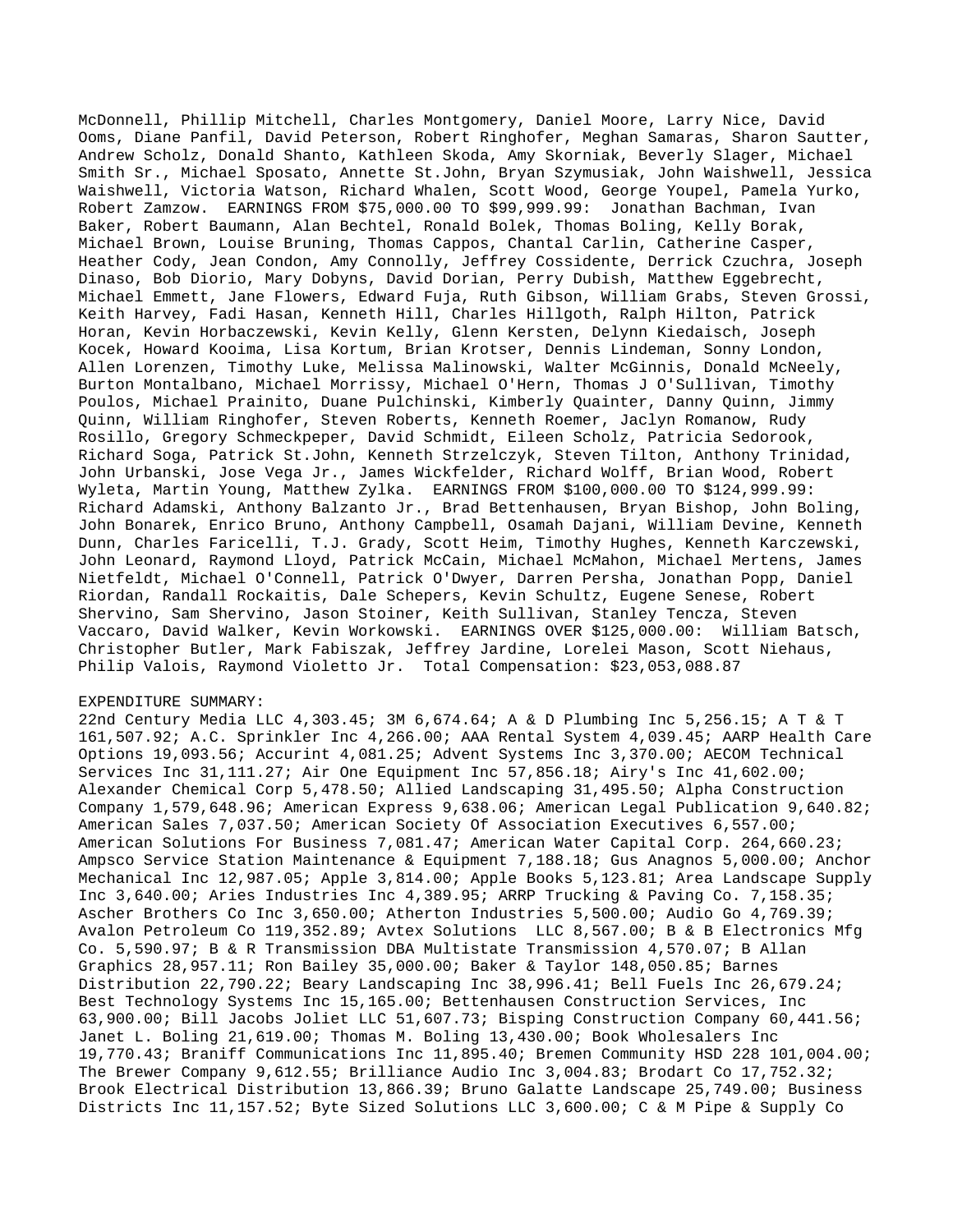McDonnell, Phillip Mitchell, Charles Montgomery, Daniel Moore, Larry Nice, David Ooms, Diane Panfil, David Peterson, Robert Ringhofer, Meghan Samaras, Sharon Sautter, Andrew Scholz, Donald Shanto, Kathleen Skoda, Amy Skorniak, Beverly Slager, Michael Smith Sr., Michael Sposato, Annette St.John, Bryan Szymusiak, John Waishwell, Jessica Waishwell, Victoria Watson, Richard Whalen, Scott Wood, George Youpel, Pamela Yurko, Robert Zamzow. EARNINGS FROM $75,000.00 TO $99,999.99: Jonathan Bachman, Ivan Baker, Robert Baumann, Alan Bechtel, Ronald Bolek, Thomas Boling, Kelly Borak, Michael Brown, Louise Bruning, Thomas Cappos, Chantal Carlin, Catherine Casper, Heather Cody, Jean Condon, Amy Connolly, Jeffrey Cossidente, Derrick Czuchra, Joseph Dinaso, Bob Diorio, Mary Dobyns, David Dorian, Perry Dubish, Matthew Eggebrecht, Michael Emmett, Jane Flowers, Edward Fuja, Ruth Gibson, William Grabs, Steven Grossi, Keith Harvey, Fadi Hasan, Kenneth Hill, Charles Hillgoth, Ralph Hilton, Patrick Horan, Kevin Horbaczewski, Kevin Kelly, Glenn Kersten, Delynn Kiedaisch, Joseph Kocek, Howard Kooima, Lisa Kortum, Brian Krotser, Dennis Lindeman, Sonny London, Allen Lorenzen, Timothy Luke, Melissa Malinowski, Walter McGinnis, Donald McNeely, Burton Montalbano, Michael Morrissy, Michael O'Hern, Thomas J O'Sullivan, Timothy Poulos, Michael Prainito, Duane Pulchinski, Kimberly Quainter, Danny Quinn, Jimmy Quinn, William Ringhofer, Steven Roberts, Kenneth Roemer, Jaclyn Romanow, Rudy Rosillo, Gregory Schmeckpeper, David Schmidt, Eileen Scholz, Patricia Sedorook, Richard Soga, Patrick St.John, Kenneth Strzelczyk, Steven Tilton, Anthony Trinidad, John Urbanski, Jose Vega Jr., James Wickfelder, Richard Wolff, Brian Wood, Robert Wyleta, Martin Young, Matthew Zylka. EARNINGS FROM $100,000.00 TO $124,999.99: Richard Adamski, Anthony Balzanto Jr., Brad Bettenhausen, Bryan Bishop, John Boling, John Bonarek, Enrico Bruno, Anthony Campbell, Osamah Dajani, William Devine, Kenneth Dunn, Charles Faricelli, T.J. Grady, Scott Heim, Timothy Hughes, Kenneth Karczewski, John Leonard, Raymond Lloyd, Patrick McCain, Michael McMahon, Michael Mertens, James Nietfeldt, Michael O'Connell, Patrick O'Dwyer, Darren Persha, Jonathan Popp, Daniel Riordan, Randall Rockaitis, Dale Schepers, Kevin Schultz, Eugene Senese, Robert Shervino, Sam Shervino, Jason Stoiner, Keith Sullivan, Stanley Tencza, Steven Vaccaro, David Walker, Kevin Workowski. EARNINGS OVER $125,000.00: William Batsch, Christopher Butler, Mark Fabiszak, Jeffrey Jardine, Lorelei Mason, Scott Niehaus, Philip Valois, Raymond Violetto Jr. Total Compensation: $23,053,088.87

EXPENDITURE SUMMARY:
22nd Century Media LLC 4,303.45; 3M 6,674.64; A & D Plumbing Inc 5,256.15; A T & T 161,507.92; A.C. Sprinkler Inc 4,266.00; AAA Rental System 4,039.45; AARP Health Care Options 19,093.56; Accurint 4,081.25; Advent Systems Inc 3,370.00; AECOM Technical Services Inc 31,111.27; Air One Equipment Inc 57,856.18; Airy's Inc 41,602.00; Alexander Chemical Corp 5,478.50; Allied Landscaping 31,495.50; Alpha Construction Company 1,579,648.96; American Express 9,638.06; American Legal Publication 9,640.82; American Sales 7,037.50; American Society Of Association Executives 6,557.00; American Solutions For Business 7,081.47; American Water Capital Corp. 264,660.23; Ampsco Service Station Maintenance & Equipment 7,188.18; Gus Anagnos 5,000.00; Anchor Mechanical Inc 12,987.05; Apple 3,814.00; Apple Books 5,123.81; Area Landscape Supply Inc 3,640.00; Aries Industries Inc 4,389.95; ARRP Trucking & Paving Co. 7,158.35; Ascher Brothers Co Inc 3,650.00; Atherton Industries 5,500.00; Audio Go 4,769.39; Avalon Petroleum Co 119,352.89; Avtex Solutions LLC 8,567.00; B & B Electronics Mfg Co. 5,590.97; B & R Transmission DBA Multistate Transmission 4,570.07; B Allan Graphics 28,957.11; Ron Bailey 35,000.00; Baker & Taylor 148,050.85; Barnes Distribution 22,790.22; Beary Landscaping Inc 38,996.41; Bell Fuels Inc 26,679.24; Best Technology Systems Inc 15,165.00; Bettenhausen Construction Services, Inc 63,900.00; Bill Jacobs Joliet LLC 51,607.73; Bisping Construction Company 60,441.56; Janet L. Boling 21,619.00; Thomas M. Boling 13,430.00; Book Wholesalers Inc 19,770.43; Braniff Communications Inc 11,895.40; Bremen Community HSD 228 101,004.00; The Brewer Company 9,612.55; Brilliance Audio Inc 3,004.83; Brodart Co 17,752.32; Brook Electrical Distribution 13,866.39; Bruno Galatte Landscape 25,749.00; Business Districts Inc 11,157.52; Byte Sized Solutions LLC 3,600.00; C & M Pipe & Supply Co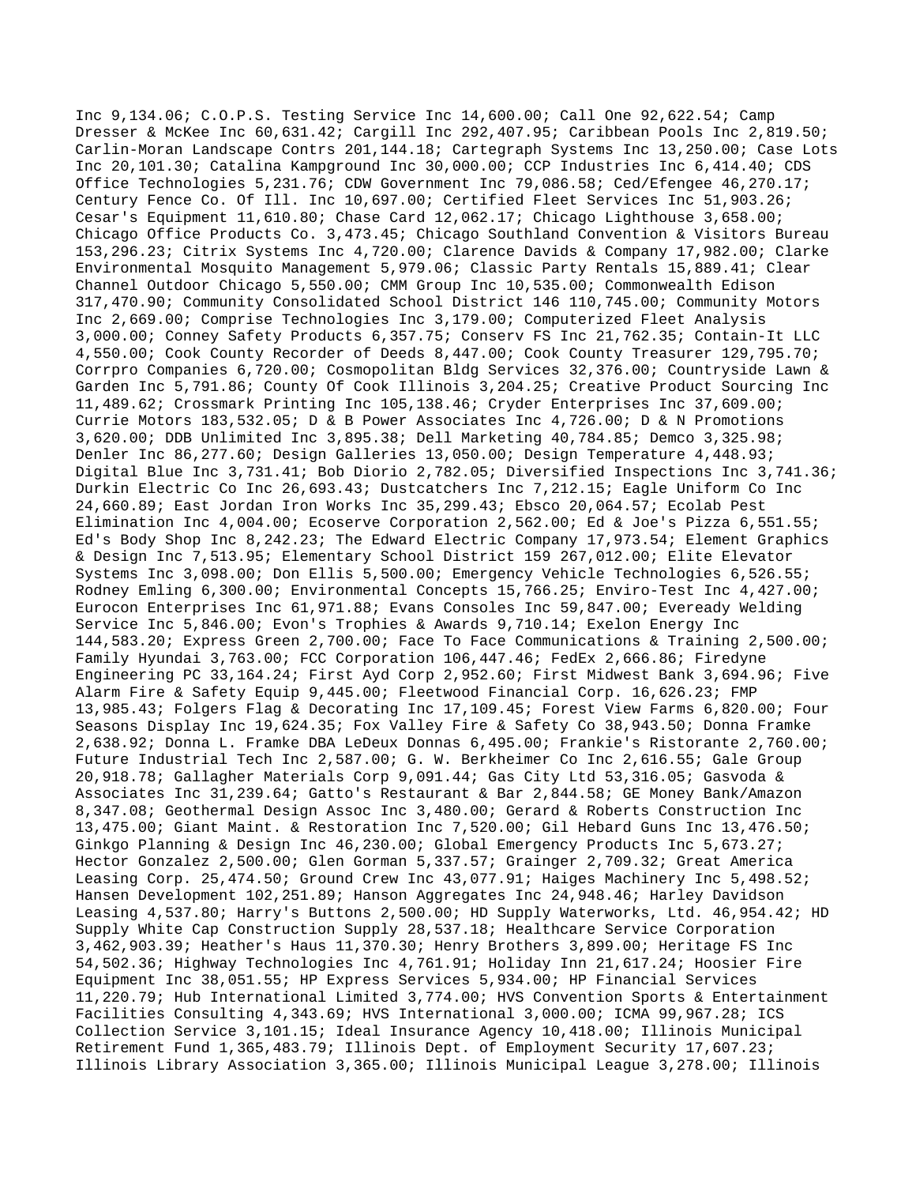Inc 9,134.06; C.O.P.S. Testing Service Inc 14,600.00; Call One 92,622.54; Camp Dresser & McKee Inc 60,631.42; Cargill Inc 292,407.95; Caribbean Pools Inc 2,819.50; Carlin-Moran Landscape Contrs 201,144.18; Cartegraph Systems Inc 13,250.00; Case Lots Inc 20,101.30; Catalina Kampground Inc 30,000.00; CCP Industries Inc 6,414.40; CDS Office Technologies 5,231.76; CDW Government Inc 79,086.58; Ced/Efengee 46,270.17; Century Fence Co. Of Ill. Inc 10,697.00; Certified Fleet Services Inc 51,903.26; Cesar's Equipment 11,610.80; Chase Card 12,062.17; Chicago Lighthouse 3,658.00; Chicago Office Products Co. 3,473.45; Chicago Southland Convention & Visitors Bureau 153,296.23; Citrix Systems Inc 4,720.00; Clarence Davids & Company 17,982.00; Clarke Environmental Mosquito Management 5,979.06; Classic Party Rentals 15,889.41; Clear Channel Outdoor Chicago 5,550.00; CMM Group Inc 10,535.00; Commonwealth Edison 317,470.90; Community Consolidated School District 146 110,745.00; Community Motors Inc 2,669.00; Comprise Technologies Inc 3,179.00; Computerized Fleet Analysis 3,000.00; Conney Safety Products 6,357.75; Conserv FS Inc 21,762.35; Contain-It LLC 4,550.00; Cook County Recorder of Deeds 8,447.00; Cook County Treasurer 129,795.70; Corrpro Companies 6,720.00; Cosmopolitan Bldg Services 32,376.00; Countryside Lawn & Garden Inc 5,791.86; County Of Cook Illinois 3,204.25; Creative Product Sourcing Inc 11,489.62; Crossmark Printing Inc 105,138.46; Cryder Enterprises Inc 37,609.00; Currie Motors 183,532.05; D & B Power Associates Inc 4,726.00; D & N Promotions 3,620.00; DDB Unlimited Inc 3,895.38; Dell Marketing 40,784.85; Demco 3,325.98; Denler Inc 86,277.60; Design Galleries 13,050.00; Design Temperature 4,448.93; Digital Blue Inc 3,731.41; Bob Diorio 2,782.05; Diversified Inspections Inc 3,741.36; Durkin Electric Co Inc 26,693.43; Dustcatchers Inc 7,212.15; Eagle Uniform Co Inc 24,660.89; East Jordan Iron Works Inc 35,299.43; Ebsco 20,064.57; Ecolab Pest Elimination Inc 4,004.00; Ecoserve Corporation 2,562.00; Ed & Joe's Pizza 6,551.55; Ed's Body Shop Inc 8,242.23; The Edward Electric Company 17,973.54; Element Graphics & Design Inc 7,513.95; Elementary School District 159 267,012.00; Elite Elevator Systems Inc 3,098.00; Don Ellis 5,500.00; Emergency Vehicle Technologies 6,526.55; Rodney Emling 6,300.00; Environmental Concepts 15,766.25; Enviro-Test Inc 4,427.00; Eurocon Enterprises Inc 61,971.88; Evans Consoles Inc 59,847.00; Eveready Welding Service Inc 5,846.00; Evon's Trophies & Awards 9,710.14; Exelon Energy Inc 144,583.20; Express Green 2,700.00; Face To Face Communications & Training 2,500.00; Family Hyundai 3,763.00; FCC Corporation 106,447.46; FedEx 2,666.86; Firedyne Engineering PC 33,164.24; First Ayd Corp 2,952.60; First Midwest Bank 3,694.96; Five Alarm Fire & Safety Equip 9,445.00; Fleetwood Financial Corp. 16,626.23; FMP 13,985.43; Folgers Flag & Decorating Inc 17,109.45; Forest View Farms 6,820.00; Four Seasons Display Inc 19,624.35; Fox Valley Fire & Safety Co 38,943.50; Donna Framke 2,638.92; Donna L. Framke DBA LeDeux Donnas 6,495.00; Frankie's Ristorante 2,760.00; Future Industrial Tech Inc 2,587.00; G. W. Berkheimer Co Inc 2,616.55; Gale Group 20,918.78; Gallagher Materials Corp 9,091.44; Gas City Ltd 53,316.05; Gasvoda & Associates Inc 31,239.64; Gatto's Restaurant & Bar 2,844.58; GE Money Bank/Amazon 8,347.08; Geothermal Design Assoc Inc 3,480.00; Gerard & Roberts Construction Inc 13,475.00; Giant Maint. & Restoration Inc 7,520.00; Gil Hebard Guns Inc 13,476.50; Ginkgo Planning & Design Inc 46,230.00; Global Emergency Products Inc 5,673.27; Hector Gonzalez 2,500.00; Glen Gorman 5,337.57; Grainger 2,709.32; Great America Leasing Corp. 25,474.50; Ground Crew Inc 43,077.91; Haiges Machinery Inc 5,498.52; Hansen Development 102,251.89; Hanson Aggregates Inc 24,948.46; Harley Davidson Leasing 4,537.80; Harry's Buttons 2,500.00; HD Supply Waterworks, Ltd. 46,954.42; HD Supply White Cap Construction Supply 28,537.18; Healthcare Service Corporation 3,462,903.39; Heather's Haus 11,370.30; Henry Brothers 3,899.00; Heritage FS Inc 54,502.36; Highway Technologies Inc 4,761.91; Holiday Inn 21,617.24; Hoosier Fire Equipment Inc 38,051.55; HP Express Services 5,934.00; HP Financial Services 11,220.79; Hub International Limited 3,774.00; HVS Convention Sports & Entertainment Facilities Consulting 4,343.69; HVS International 3,000.00; ICMA 99,967.28; ICS Collection Service 3,101.15; Ideal Insurance Agency 10,418.00; Illinois Municipal Retirement Fund 1,365,483.79; Illinois Dept. of Employment Security 17,607.23; Illinois Library Association 3,365.00; Illinois Municipal League 3,278.00; Illinois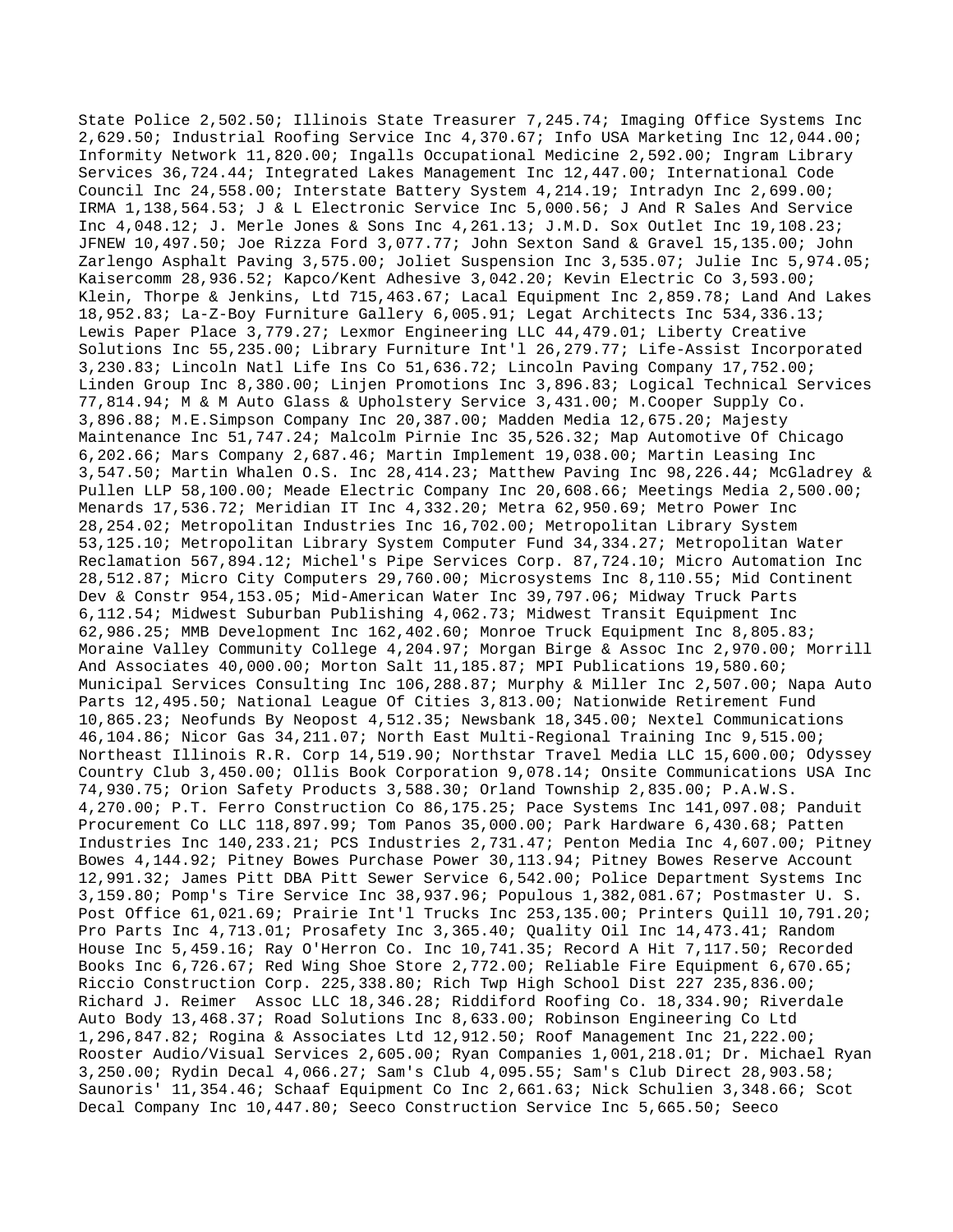State Police 2,502.50; Illinois State Treasurer 7,245.74; Imaging Office Systems Inc 2,629.50; Industrial Roofing Service Inc 4,370.67; Info USA Marketing Inc 12,044.00; Informity Network 11,820.00; Ingalls Occupational Medicine 2,592.00; Ingram Library Services 36,724.44; Integrated Lakes Management Inc 12,447.00; International Code Council Inc 24,558.00; Interstate Battery System 4,214.19; Intradyn Inc 2,699.00; IRMA 1,138,564.53; J & L Electronic Service Inc 5,000.56; J And R Sales And Service Inc 4,048.12; J. Merle Jones & Sons Inc 4,261.13; J.M.D. Sox Outlet Inc 19,108.23; JFNEW 10,497.50; Joe Rizza Ford 3,077.77; John Sexton Sand & Gravel 15,135.00; John Zarlengo Asphalt Paving 3,575.00; Joliet Suspension Inc 3,535.07; Julie Inc 5,974.05; Kaisercomm 28,936.52; Kapco/Kent Adhesive 3,042.20; Kevin Electric Co 3,593.00; Klein, Thorpe & Jenkins, Ltd 715,463.67; Lacal Equipment Inc 2,859.78; Land And Lakes 18,952.83; La-Z-Boy Furniture Gallery 6,005.91; Legat Architects Inc 534,336.13; Lewis Paper Place 3,779.27; Lexmor Engineering LLC 44,479.01; Liberty Creative Solutions Inc 55,235.00; Library Furniture Int'l 26,279.77; Life-Assist Incorporated 3,230.83; Lincoln Natl Life Ins Co 51,636.72; Lincoln Paving Company 17,752.00; Linden Group Inc 8,380.00; Linjen Promotions Inc 3,896.83; Logical Technical Services 77,814.94; M & M Auto Glass & Upholstery Service 3,431.00; M.Cooper Supply Co. 3,896.88; M.E.Simpson Company Inc 20,387.00; Madden Media 12,675.20; Majesty Maintenance Inc 51,747.24; Malcolm Pirnie Inc 35,526.32; Map Automotive Of Chicago 6,202.66; Mars Company 2,687.46; Martin Implement 19,038.00; Martin Leasing Inc 3,547.50; Martin Whalen O.S. Inc 28,414.23; Matthew Paving Inc 98,226.44; McGladrey & Pullen LLP 58,100.00; Meade Electric Company Inc 20,608.66; Meetings Media 2,500.00; Menards 17,536.72; Meridian IT Inc 4,332.20; Metra 62,950.69; Metro Power Inc 28,254.02; Metropolitan Industries Inc 16,702.00; Metropolitan Library System 53,125.10; Metropolitan Library System Computer Fund 34,334.27; Metropolitan Water Reclamation 567,894.12; Michel's Pipe Services Corp. 87,724.10; Micro Automation Inc 28,512.87; Micro City Computers 29,760.00; Microsystems Inc 8,110.55; Mid Continent Dev & Constr 954,153.05; Mid-American Water Inc 39,797.06; Midway Truck Parts 6,112.54; Midwest Suburban Publishing 4,062.73; Midwest Transit Equipment Inc 62,986.25; MMB Development Inc 162,402.60; Monroe Truck Equipment Inc 8,805.83; Moraine Valley Community College 4,204.97; Morgan Birge & Assoc Inc 2,970.00; Morrill And Associates 40,000.00; Morton Salt 11,185.87; MPI Publications 19,580.60; Municipal Services Consulting Inc 106,288.87; Murphy & Miller Inc 2,507.00; Napa Auto Parts 12,495.50; National League Of Cities 3,813.00; Nationwide Retirement Fund 10,865.23; Neofunds By Neopost 4,512.35; Newsbank 18,345.00; Nextel Communications 46,104.86; Nicor Gas 34,211.07; North East Multi-Regional Training Inc 9,515.00; Northeast Illinois R.R. Corp 14,519.90; Northstar Travel Media LLC 15,600.00; Odyssey Country Club 3,450.00; Ollis Book Corporation 9,078.14; Onsite Communications USA Inc 74,930.75; Orion Safety Products 3,588.30; Orland Township 2,835.00; P.A.W.S. 4,270.00; P.T. Ferro Construction Co 86,175.25; Pace Systems Inc 141,097.08; Panduit Procurement Co LLC 118,897.99; Tom Panos 35,000.00; Park Hardware 6,430.68; Patten Industries Inc 140,233.21; PCS Industries 2,731.47; Penton Media Inc 4,607.00; Pitney Bowes 4,144.92; Pitney Bowes Purchase Power 30,113.94; Pitney Bowes Reserve Account 12,991.32; James Pitt DBA Pitt Sewer Service 6,542.00; Police Department Systems Inc 3,159.80; Pomp's Tire Service Inc 38,937.96; Populous 1,382,081.67; Postmaster U. S. Post Office 61,021.69; Prairie Int'l Trucks Inc 253,135.00; Printers Quill 10,791.20; Pro Parts Inc 4,713.01; Prosafety Inc 3,365.40; Quality Oil Inc 14,473.41; Random House Inc 5,459.16; Ray O'Herron Co. Inc 10,741.35; Record A Hit 7,117.50; Recorded Books Inc 6,726.67; Red Wing Shoe Store 2,772.00; Reliable Fire Equipment 6,670.65; Riccio Construction Corp. 225,338.80; Rich Twp High School Dist 227 235,836.00; Richard J. Reimer  Assoc LLC 18,346.28; Riddiford Roofing Co. 18,334.90; Riverdale Auto Body 13,468.37; Road Solutions Inc 8,633.00; Robinson Engineering Co Ltd 1,296,847.82; Rogina & Associates Ltd 12,912.50; Roof Management Inc 21,222.00; Rooster Audio/Visual Services 2,605.00; Ryan Companies 1,001,218.01; Dr. Michael Ryan 3,250.00; Rydin Decal 4,066.27; Sam's Club 4,095.55; Sam's Club Direct 28,903.58; Saunoris' 11,354.46; Schaaf Equipment Co Inc 2,661.63; Nick Schulien 3,348.66; Scot Decal Company Inc 10,447.80; Seeco Construction Service Inc 5,665.50; Seeco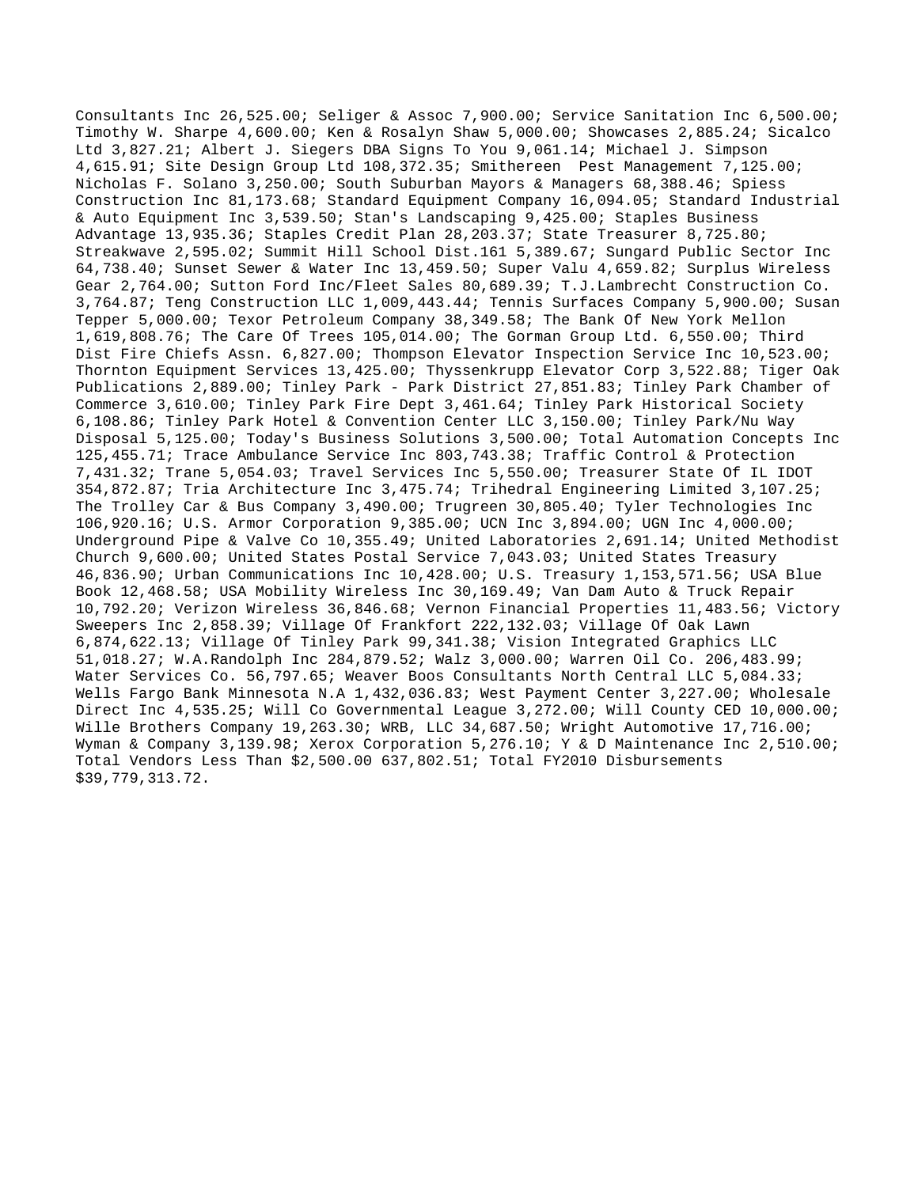Consultants Inc 26,525.00; Seliger & Assoc 7,900.00; Service Sanitation Inc 6,500.00; Timothy W. Sharpe 4,600.00; Ken & Rosalyn Shaw 5,000.00; Showcases 2,885.24; Sicalco Ltd 3,827.21; Albert J. Siegers DBA Signs To You 9,061.14; Michael J. Simpson 4,615.91; Site Design Group Ltd 108,372.35; Smithereen Pest Management 7,125.00; Nicholas F. Solano 3,250.00; South Suburban Mayors & Managers 68,388.46; Spiess Construction Inc 81,173.68; Standard Equipment Company 16,094.05; Standard Industrial & Auto Equipment Inc 3,539.50; Stan's Landscaping 9,425.00; Staples Business Advantage 13,935.36; Staples Credit Plan 28,203.37; State Treasurer 8,725.80; Streakwave 2,595.02; Summit Hill School Dist.161 5,389.67; Sungard Public Sector Inc 64,738.40; Sunset Sewer & Water Inc 13,459.50; Super Valu 4,659.82; Surplus Wireless Gear 2,764.00; Sutton Ford Inc/Fleet Sales 80,689.39; T.J.Lambrecht Construction Co. 3,764.87; Teng Construction LLC 1,009,443.44; Tennis Surfaces Company 5,900.00; Susan Tepper 5,000.00; Texor Petroleum Company 38,349.58; The Bank Of New York Mellon 1,619,808.76; The Care Of Trees 105,014.00; The Gorman Group Ltd. 6,550.00; Third Dist Fire Chiefs Assn. 6,827.00; Thompson Elevator Inspection Service Inc 10,523.00; Thornton Equipment Services 13,425.00; Thyssenkrupp Elevator Corp 3,522.88; Tiger Oak Publications 2,889.00; Tinley Park - Park District 27,851.83; Tinley Park Chamber of Commerce 3,610.00; Tinley Park Fire Dept 3,461.64; Tinley Park Historical Society 6,108.86; Tinley Park Hotel & Convention Center LLC 3,150.00; Tinley Park/Nu Way Disposal 5,125.00; Today's Business Solutions 3,500.00; Total Automation Concepts Inc 125,455.71; Trace Ambulance Service Inc 803,743.38; Traffic Control & Protection 7,431.32; Trane 5,054.03; Travel Services Inc 5,550.00; Treasurer State Of IL IDOT 354,872.87; Tria Architecture Inc 3,475.74; Trihedral Engineering Limited 3,107.25; The Trolley Car & Bus Company 3,490.00; Trugreen 30,805.40; Tyler Technologies Inc 106,920.16; U.S. Armor Corporation 9,385.00; UCN Inc 3,894.00; UGN Inc 4,000.00; Underground Pipe & Valve Co 10,355.49; United Laboratories 2,691.14; United Methodist Church 9,600.00; United States Postal Service 7,043.03; United States Treasury 46,836.90; Urban Communications Inc 10,428.00; U.S. Treasury 1,153,571.56; USA Blue Book 12,468.58; USA Mobility Wireless Inc 30,169.49; Van Dam Auto & Truck Repair 10,792.20; Verizon Wireless 36,846.68; Vernon Financial Properties 11,483.56; Victory Sweepers Inc 2,858.39; Village Of Frankfort 222,132.03; Village Of Oak Lawn 6,874,622.13; Village Of Tinley Park 99,341.38; Vision Integrated Graphics LLC 51,018.27; W.A.Randolph Inc 284,879.52; Walz 3,000.00; Warren Oil Co. 206,483.99; Water Services Co. 56,797.65; Weaver Boos Consultants North Central LLC 5,084.33; Wells Fargo Bank Minnesota N.A 1,432,036.83; West Payment Center 3,227.00; Wholesale Direct Inc 4,535.25; Will Co Governmental League 3,272.00; Will County CED 10,000.00; Wille Brothers Company 19,263.30; WRB, LLC 34,687.50; Wright Automotive 17,716.00; Wyman & Company 3,139.98; Xerox Corporation 5,276.10; Y & D Maintenance Inc 2,510.00; Total Vendors Less Than $2,500.00 637,802.51; Total FY2010 Disbursements $39,779,313.72.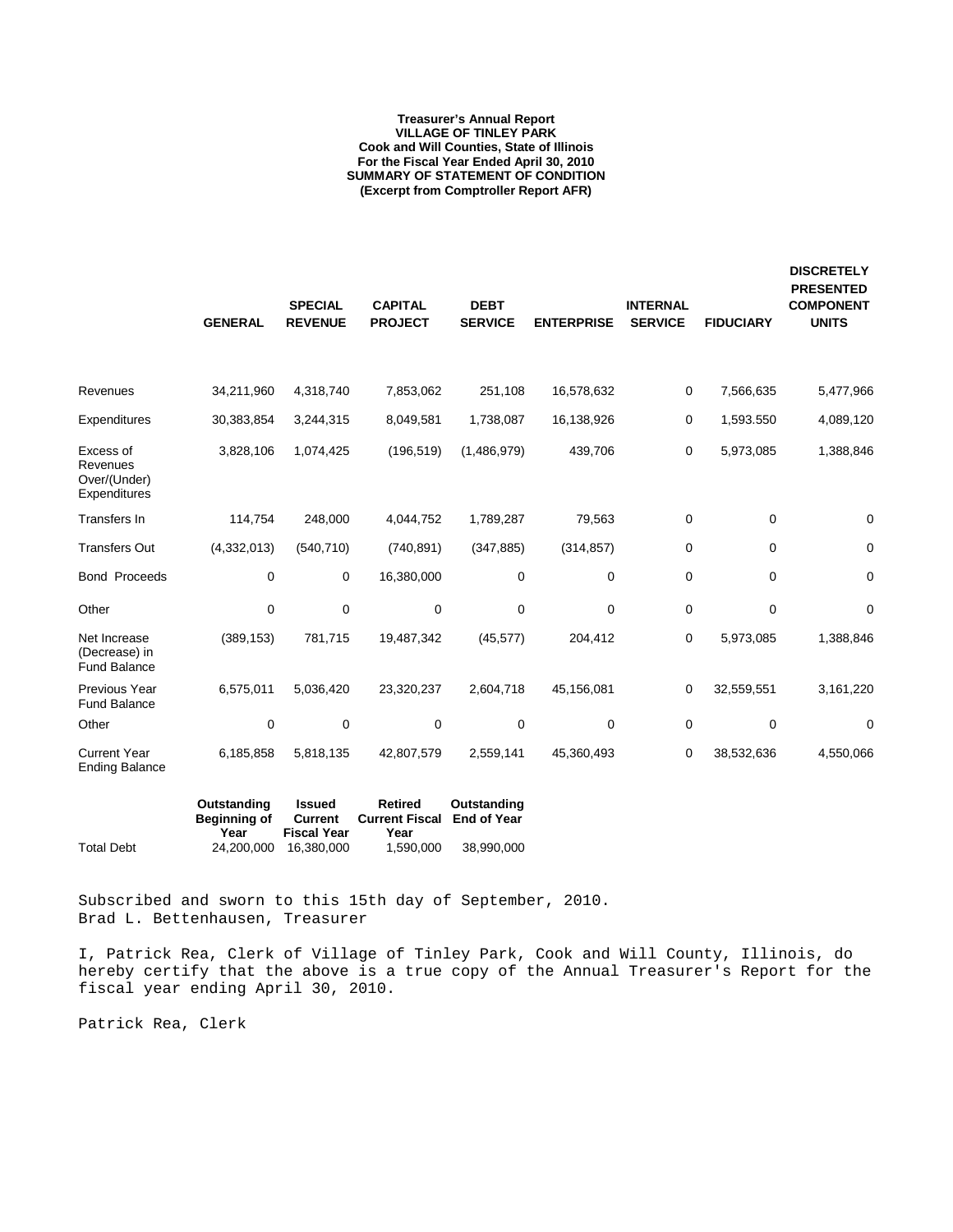**Treasurer's Annual Report**
**VILLAGE OF TINLEY PARK**
**Cook and Will Counties, State of Illinois**
**For the Fiscal Year Ended April 30, 2010**
**SUMMARY OF STATEMENT OF CONDITION**
**(Excerpt from Comptroller Report AFR)**

| | GENERAL | SPECIAL REVENUE | CAPITAL PROJECT | DEBT SERVICE | ENTERPRISE | INTERNAL SERVICE | FIDUCIARY | DISCRETELY PRESENTED COMPONENT UNITS |
|---|---|---|---|---|---|---|---|---|
| Revenues | 34,211,960 | 4,318,740 | 7,853,062 | 251,108 | 16,578,632 | 0 | 7,566,635 | 5,477,966 |
| Expenditures | 30,383,854 | 3,244,315 | 8,049,581 | 1,738,087 | 16,138,926 | 0 | 1,593.550 | 4,089,120 |
| Excess of Revenues Over/(Under) Expenditures | 3,828,106 | 1,074,425 | (196,519) | (1,486,979) | 439,706 | 0 | 5,973,085 | 1,388,846 |
| Transfers In | 114,754 | 248,000 | 4,044,752 | 1,789,287 | 79,563 | 0 | 0 | 0 |
| Transfers Out | (4,332,013) | (540,710) | (740,891) | (347,885) | (314,857) | 0 | 0 | 0 |
| Bond Proceeds | 0 | 0 | 16,380,000 | 0 | 0 | 0 | 0 | 0 |
| Other | 0 | 0 | 0 | 0 | 0 | 0 | 0 | 0 |
| Net Increase (Decrease) in Fund Balance | (389,153) | 781,715 | 19,487,342 | (45,577) | 204,412 | 0 | 5,973,085 | 1,388,846 |
| Previous Year Fund Balance | 6,575,011 | 5,036,420 | 23,320,237 | 2,604,718 | 45,156,081 | 0 | 32,559,551 | 3,161,220 |
| Other | 0 | 0 | 0 | 0 | 0 | 0 | 0 | 0 |
| Current Year Ending Balance | 6,185,858 | 5,818,135 | 42,807,579 | 2,559,141 | 45,360,493 | 0 | 38,532,636 | 4,550,066 |

| | Outstanding Beginning of Year | Issued Current Fiscal Year | Retired Current Fiscal Year | Outstanding End of Year |
|---|---|---|---|---|
| Total Debt | 24,200,000 | 16,380,000 | 1,590,000 | 38,990,000 |

Subscribed and sworn to this 15th day of September, 2010.
Brad L. Bettenhausen, Treasurer

I, Patrick Rea, Clerk of Village of Tinley Park, Cook and Will County, Illinois, do hereby certify that the above is a true copy of the Annual Treasurer's Report for the fiscal year ending April 30, 2010.

Patrick Rea, Clerk